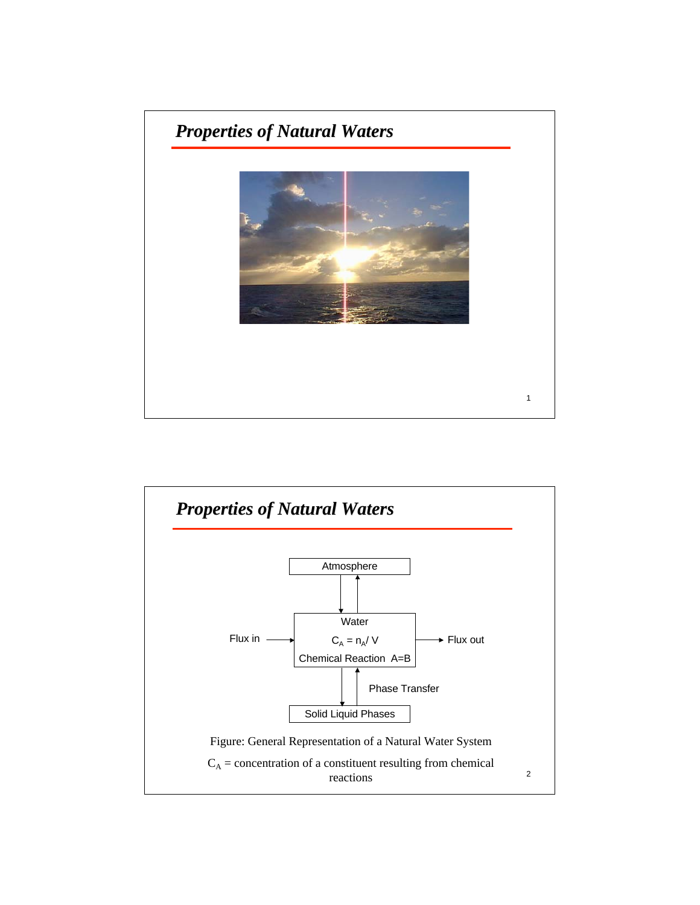# Properties of Natural Waters

# Properties of Natural Waters

Atmosphere

Flux in → Water

$C_A = n_A / V$

Chemical Reaction A=B → Flux out

Phase Transfer

Solid Liquid Phases

Figure: General Representation of a Natural Water System

$C_A$ = concentration of a constituent resulting from chemical reactions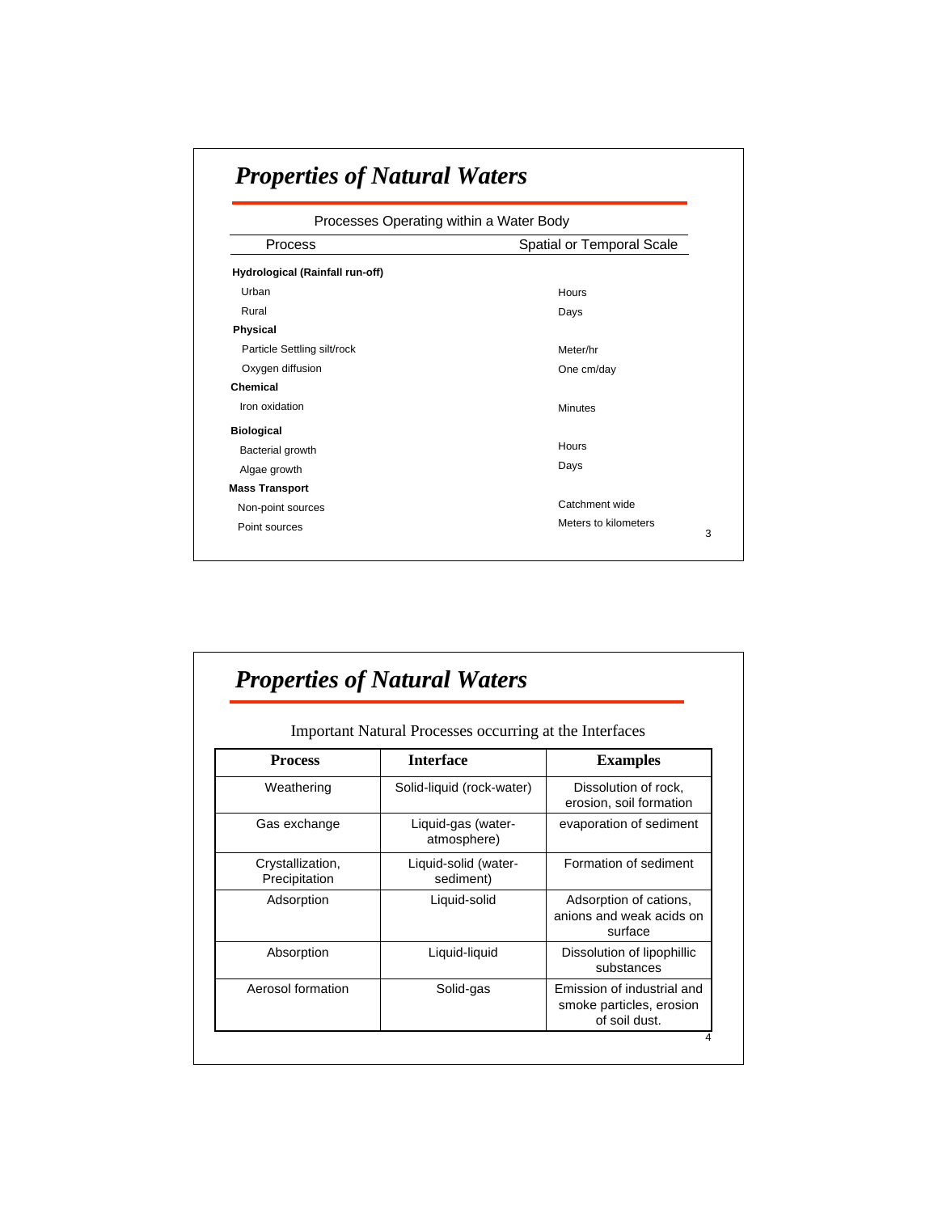## *Properties of Natural Waters*

Processes Operating within a Water Body

| Process | Spatial or Temporal Scale |
|---|---|
| **Hydrological (Rainfall run-off)** | |
| Urban | Hours |
| Rural | Days |
| **Physical** | |
| Particle Settling silt/rock | Meter/hr |
| Oxygen diffusion | One cm/day |
| **Chemical** | |
| Iron oxidation | Minutes |
| **Biological** | |
| Bacterial growth | Hours |
| Algae growth | Days |
| **Mass Transport** | |
| Non-point sources | Catchment wide |
| Point sources | Meters to kilometers |

## *Properties of Natural Waters*

Important Natural Processes occurring at the Interfaces

| Process | Interface | Examples |
|---|---|---|
| Weathering | Solid-liquid (rock-water) | Dissolution of rock, erosion, soil formation |
| Gas exchange | Liquid-gas (water-atmosphere) | evaporation of sediment |
| Crystallization, Precipitation | Liquid-solid (water-sediment) | Formation of sediment |
| Adsorption | Liquid-solid | Adsorption of cations, anions and weak acids on surface |
| Absorption | Liquid-liquid | Dissolution of lipophillic substances |
| Aerosol formation | Solid-gas | Emission of industrial and smoke particles, erosion of soil dust. |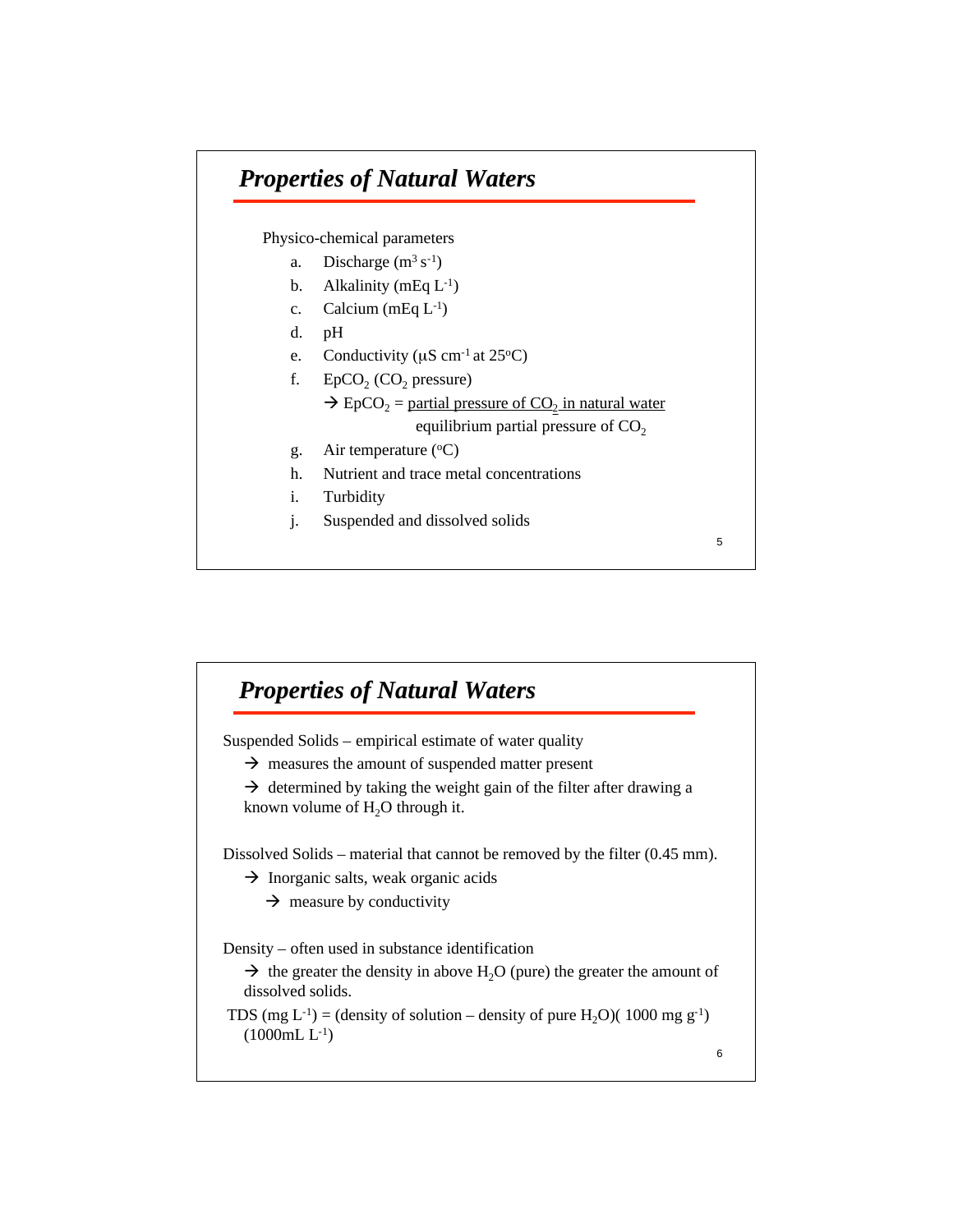## Properties of Natural Waters

Physico-chemical parameters

a. Discharge ($m^3 s^{-1}$)
b. Alkalinity (mEq $L^{-1}$)
c. Calcium (mEq $L^{-1}$)
d. pH
e. Conductivity ($\mu S\ cm^{-1}$ at 25°C)
f. $EpCO_2$ ($CO_2$ pressure)
   → $EpCO_2 = \frac{\text{partial pressure of } CO_2 \text{ in natural water}}{\text{equilibrium partial pressure of } CO_2}$
g. Air temperature (°C)
h. Nutrient and trace metal concentrations
i. Turbidity
j. Suspended and dissolved solids

## Properties of Natural Waters

Suspended Solids – empirical estimate of water quality

→ measures the amount of suspended matter present

→ determined by taking the weight gain of the filter after drawing a known volume of $H_2O$ through it.

Dissolved Solids – material that cannot be removed by the filter (0.45 mm).

→ Inorganic salts, weak organic acids

→ measure by conductivity

Density – often used in substance identification

→ the greater the density in above $H_2O$ (pure) the greater the amount of dissolved solids.

TDS (mg $L^{-1}$) = (density of solution – density of pure $H_2O$)( 1000 mg $g^{-1}$)(1000mL $L^{-1}$)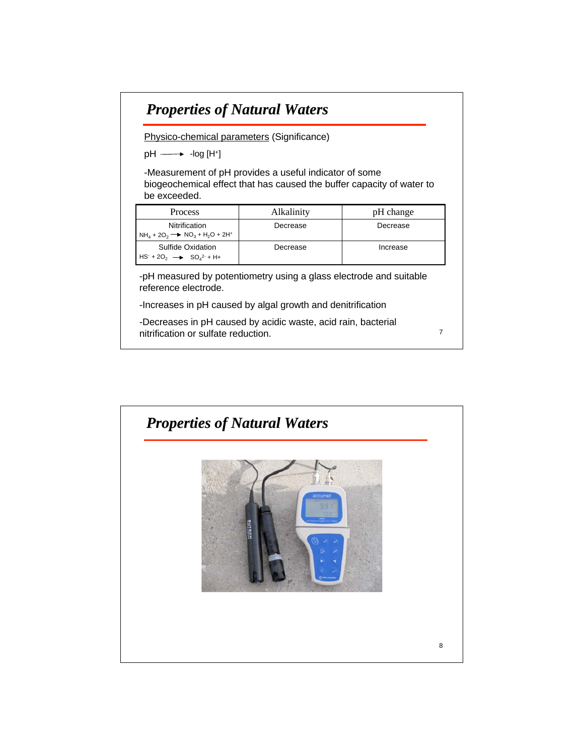## *Properties of Natural Waters*

Physico-chemical parameters (Significance)

pH ⟶ $-\log [H^+]$

-Measurement of pH provides a useful indicator of some biogeochemical effect that has caused the buffer capacity of water to be exceeded.

| Process | Alkalinity | pH change |
| --- | --- | --- |
| Nitrification $NH_4 + 2O_2 \rightarrow NO_3 + H_2O + 2H^+$ | Decrease | Decrease |
| Sulfide Oxidation $HS^- + 2O_2 \rightarrow SO_4^{2-} + H+$ | Decrease | Increase |

-pH measured by potentiometry using a glass electrode and suitable reference electrode.

-Increases in pH caused by algal growth and denitrification

-Decreases in pH caused by acidic waste, acid rain, bacterial nitrification or sulfate reduction.

## *Properties of Natural Waters*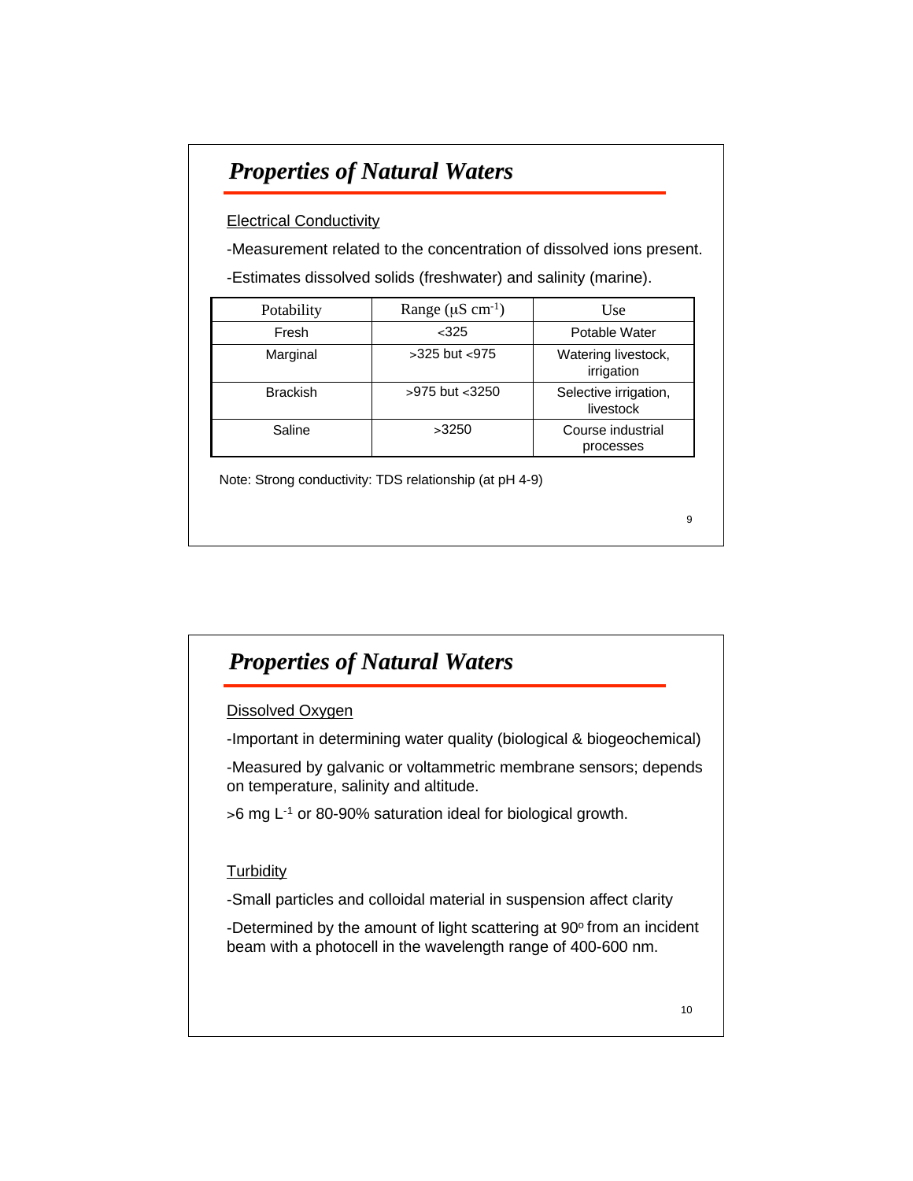## *Properties of Natural Waters*

Electrical Conductivity

-Measurement related to the concentration of dissolved ions present.

-Estimates dissolved solids (freshwater) and salinity (marine).

| Potability | Range ($\mu S\ cm^{-1}$) | Use |
| --- | --- | --- |
| Fresh | <325 | Potable Water |
| Marginal | >325 but <975 | Watering livestock, irrigation |
| Brackish | >975 but <3250 | Selective irrigation, livestock |
| Saline | >3250 | Course industrial processes |

Note: Strong conductivity: TDS relationship (at pH 4-9)

## *Properties of Natural Waters*

Dissolved Oxygen

-Important in determining water quality (biological & biogeochemical)

-Measured by galvanic or voltammetric membrane sensors; depends on temperature, salinity and altitude.

>6 mg $L^{-1}$ or 80-90% saturation ideal for biological growth.

Turbidity

-Small particles and colloidal material in suspension affect clarity

-Determined by the amount of light scattering at $90^{o}$ from an incident beam with a photocell in the wavelength range of 400-600 nm.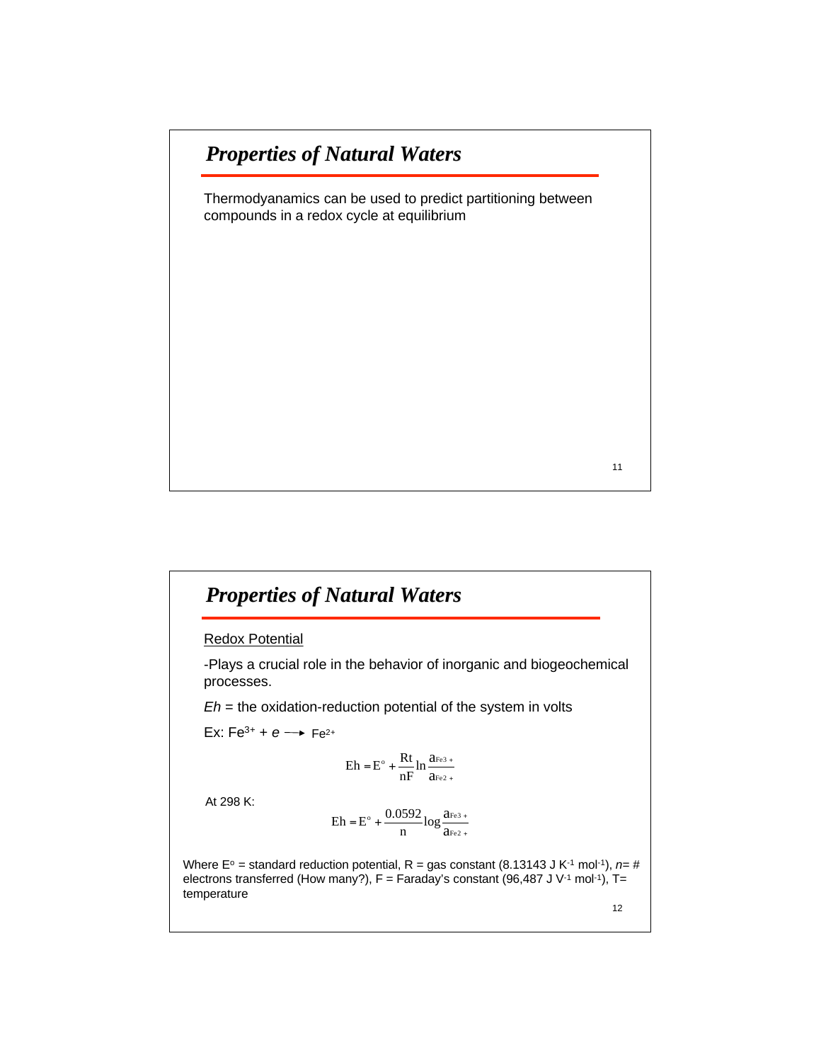## Properties of Natural Waters

Thermodyanamics can be used to predict partitioning between compounds in a redox cycle at equilibrium

## Properties of Natural Waters

Redox Potential

-Plays a crucial role in the behavior of inorganic and biogeochemical processes.

*Eh* = the oxidation-reduction potential of the system in volts

Ex: $Fe^{3+} + e \longrightarrow Fe^{2+}$

$$\mathrm{Eh} = \mathrm{E}^{\circ} + \frac{\mathrm{Rt}}{\mathrm{nF}} \ln \frac{a_{\mathrm{Fe3+}}}{a_{\mathrm{Fe2+}}}$$

At 298 K:

$$\mathrm{Eh} = \mathrm{E}^{\circ} + \frac{0.0592}{\mathrm{n}} \log \frac{a_{\mathrm{Fe3+}}}{a_{\mathrm{Fe2+}}}$$

Where $E^{o}$ = standard reduction potential, R = gas constant (8.13143 J $K^{-1}$ $mol^{-1}$), $n$= # electrons transferred (How many?), F = Faraday's constant (96,487 J $V^{-1}$ $mol^{-1}$), T= temperature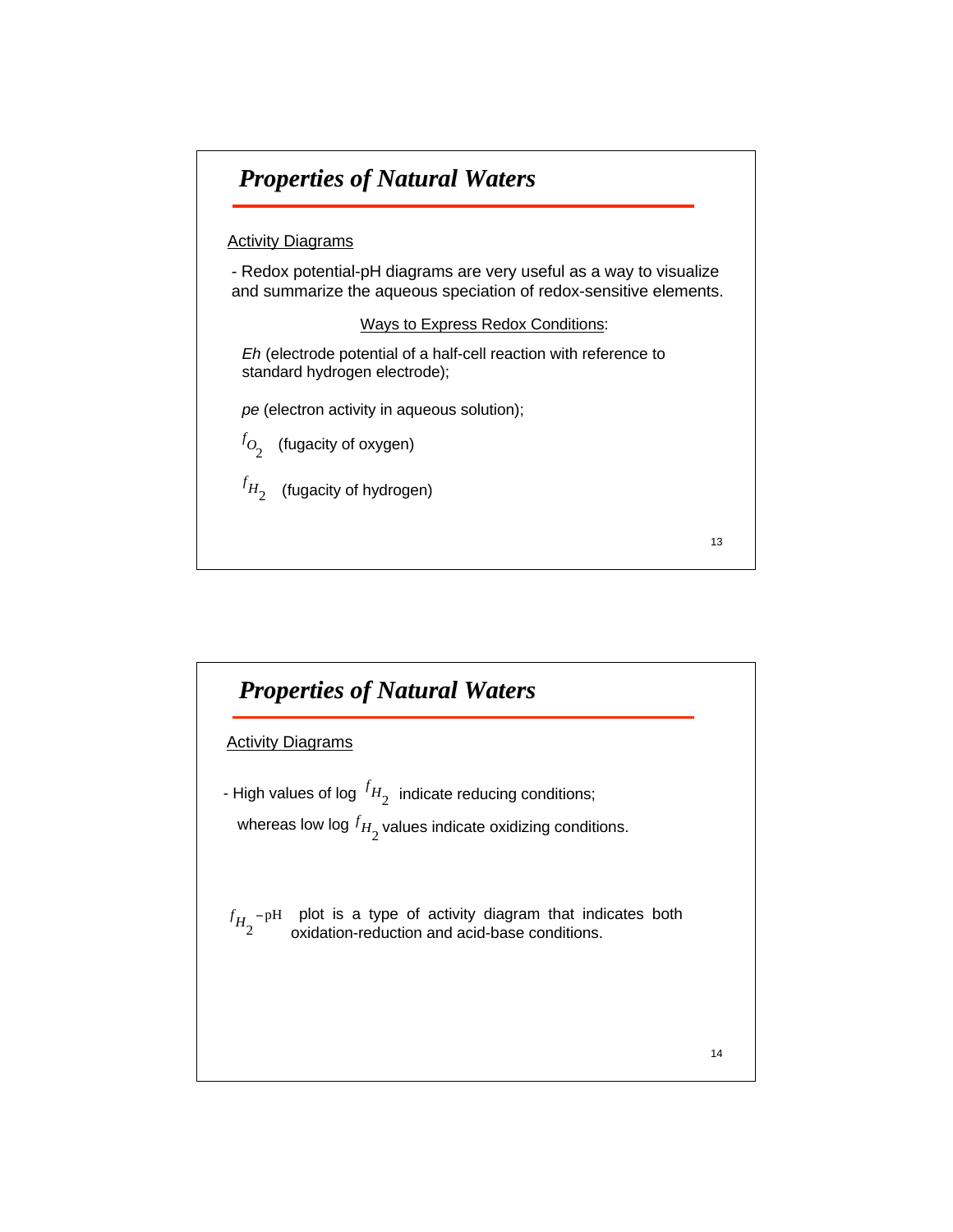## Properties of Natural Waters

Activity Diagrams

- Redox potential-pH diagrams are very useful as a way to visualize and summarize the aqueous speciation of redox-sensitive elements.

Ways to Express Redox Conditions:

*Eh* (electrode potential of a half-cell reaction with reference to standard hydrogen electrode);

*pe* (electron activity in aqueous solution);

$f_{O_2}$ (fugacity of oxygen)

$f_{H_2}$ (fugacity of hydrogen)

## Properties of Natural Waters

Activity Diagrams

- High values of log $f_{H_2}$ indicate reducing conditions; whereas low log $f_{H_2}$ values indicate oxidizing conditions.

$f_{H_2}-\mathrm{pH}$ plot is a type of activity diagram that indicates both oxidation-reduction and acid-base conditions.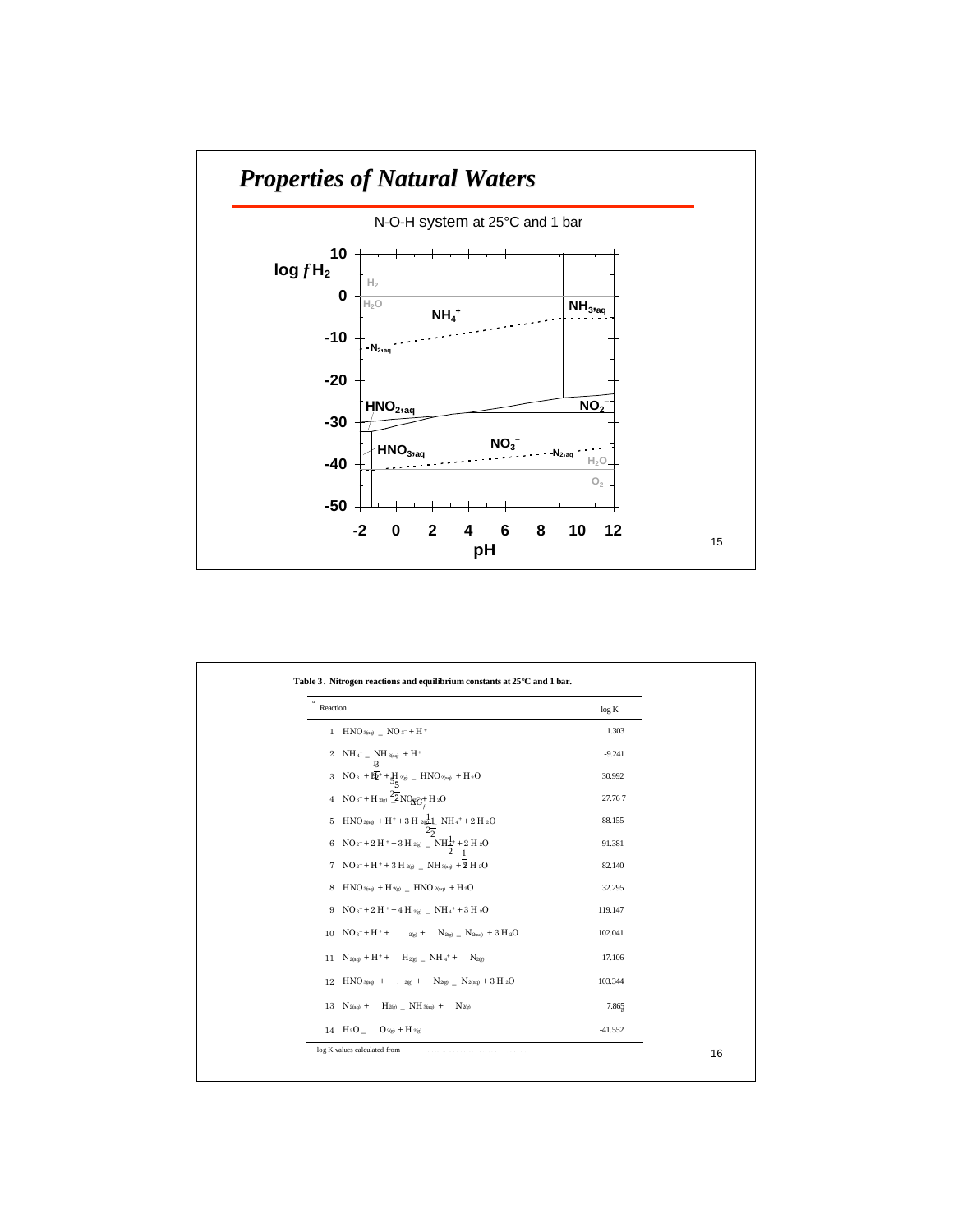# *Properties of Natural Waters*

N-O-H system at 25°C and 1 bar

**Table 3. Nitrogen reactions and equilibrium constants at 25°C and 1 bar.**

| Reaction[a] | log K |
|---|---|
| 1 $HNO_{3(aq)} \rightleftharpoons NO_3^- + H^+$ | 1.303 |
| 2 $NH_4^+ \rightleftharpoons NH_{3(aq)} + H^+$ | -9.241 |
| 3 $NO_3^- + H^+ + H_{2(g)} \rightleftharpoons HNO_{2(aq)} + H_2O$ | 30.992 |
| 4 $NO_3^- + H_{2(g)} \rightleftharpoons NO_2^- + H_2O$ | 27.767 |
| 5 $HNO_{2(aq)} + H^+ + 3\,H_{2(g)} \rightleftharpoons NH_4^+ + 2\,H_2O$ | 88.155 |
| 6 $NO_2^- + 2\,H^+ + 3\,H_{2(g)} \rightleftharpoons NH_4^+ + 2\,H_2O$ | 91.381 |
| 7 $NO_2^- + H^+ + 3\,H_{2(g)} \rightleftharpoons NH_{3(aq)} + 2\,H_2O$ | 82.140 |
| 8 $HNO_{3(aq)} + H_{2(g)} \rightleftharpoons HNO_{2(aq)} + H_2O$ | 32.295 |
| 9 $NO_3^- + 2\,H^+ + 4\,H_{2(g)} \rightleftharpoons NH_4^+ + 3\,H_2O$ | 119.147 |
| 10 $NO_3^- + H^+ + \;\; _{2(g)} + \;\; N_{2(g)} \rightleftharpoons N_{2(aq)} + 3\,H_2O$ | 102.041 |
| 11 $N_{2(aq)} + H^+ + \;\; H_{2(g)} \rightleftharpoons NH_4^+ + \;\; N_{2(g)}$ | 17.106 |
| 12 $HNO_{3(aq)} + \;\; _{2(g)} + \;\; N_{2(g)} \rightleftharpoons N_{2(aq)} + 3\,H_2O$ | 103.344 |
| 13 $N_{2(aq)} + \;\; H_{2(g)} \rightleftharpoons NH_{3(aq)} + \;\; N_{2(g)}$ | 7.865 |
| 14 $H_2O \rightleftharpoons \;\; O_{2(g)} + H_{2(g)}$ | -41.552 |

[a] log K values calculated from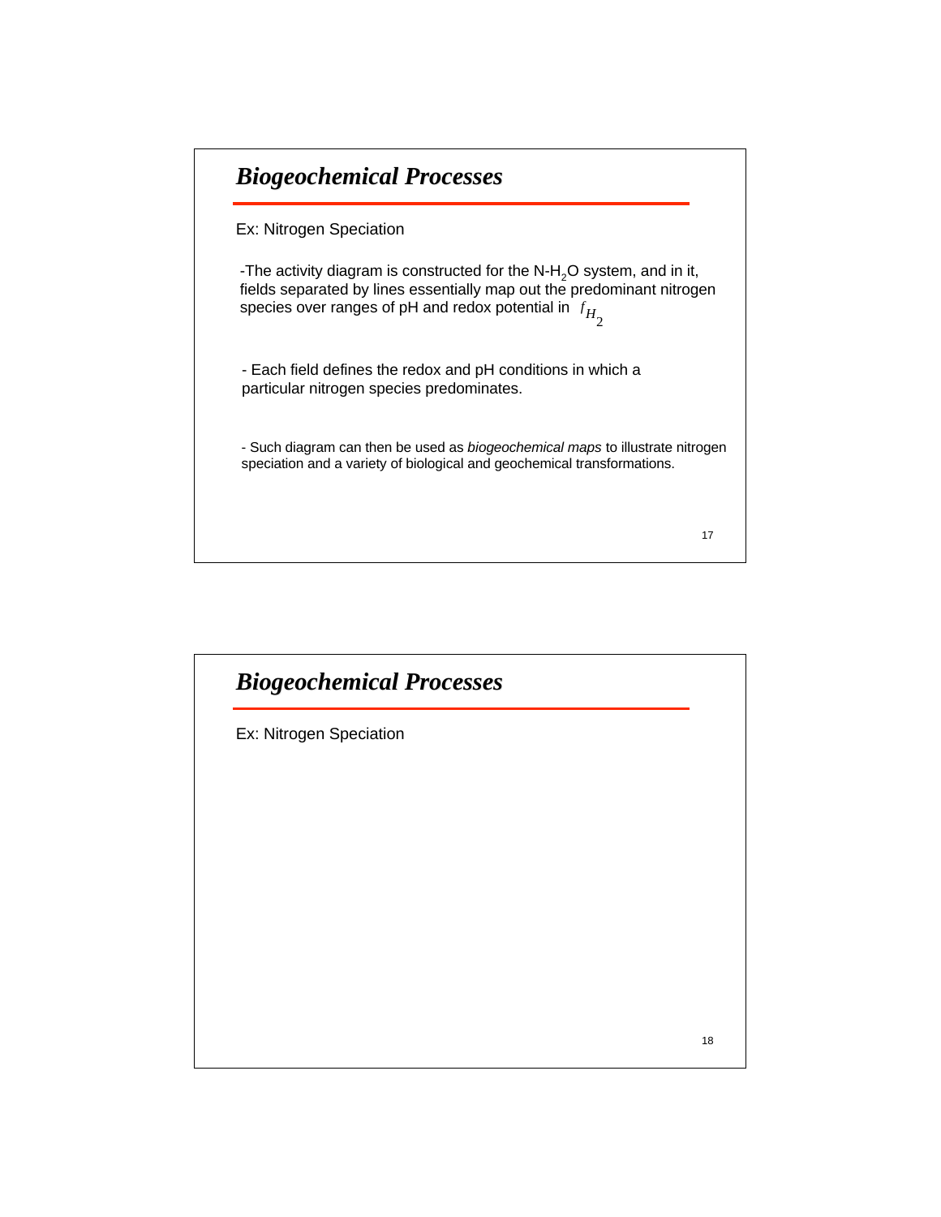## Biogeochemical Processes

Ex: Nitrogen Speciation

-The activity diagram is constructed for the N-$H_2O$ system, and in it, fields separated by lines essentially map out the predominant nitrogen species over ranges of pH and redox potential in $f_{H_2}$

- Each field defines the redox and pH conditions in which a particular nitrogen species predominates.

- Such diagram can then be used as *biogeochemical maps* to illustrate nitrogen speciation and a variety of biological and geochemical transformations.

## Biogeochemical Processes

Ex: Nitrogen Speciation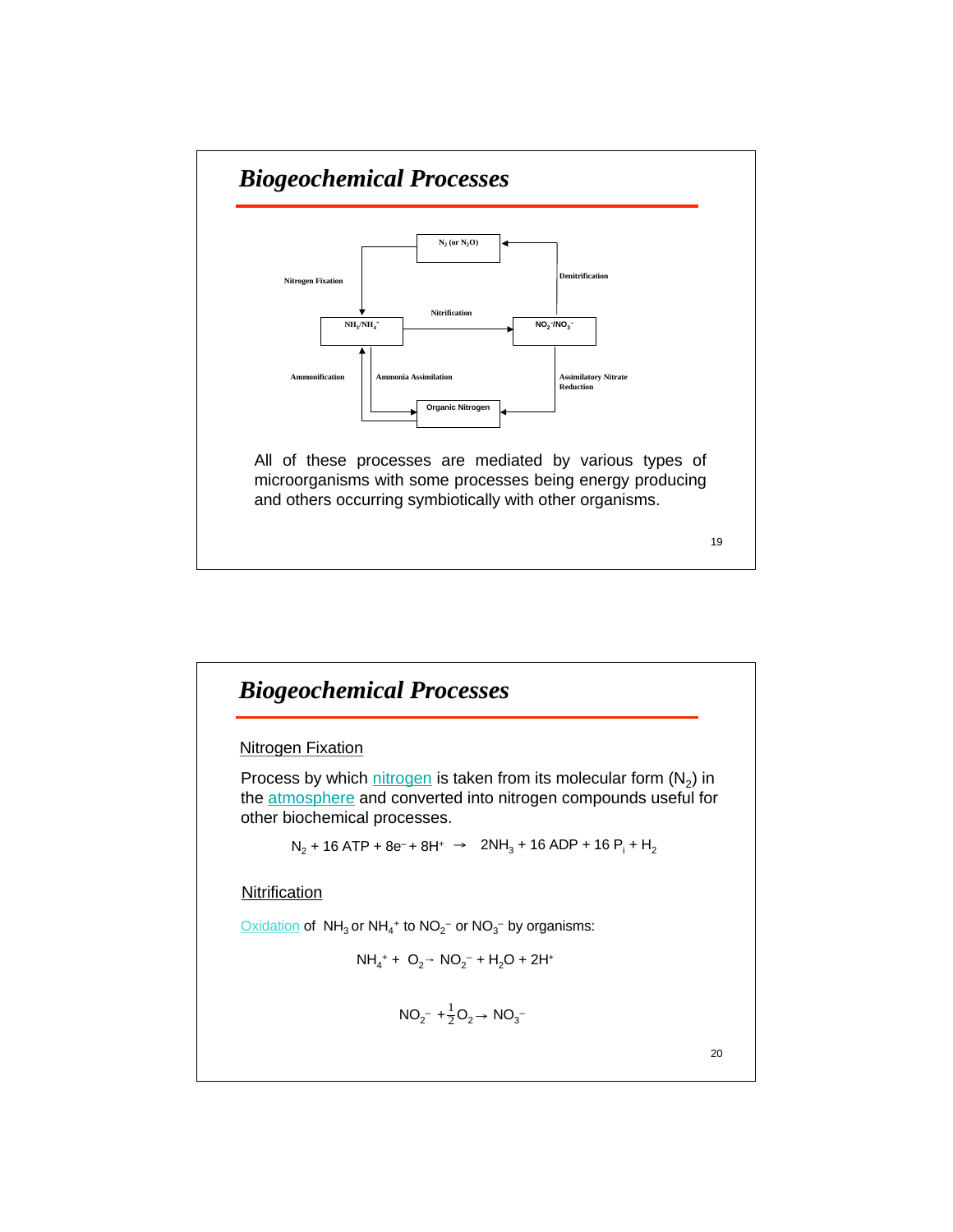## *Biogeochemical Processes*

$N_2$ (or $N_2O$)

Nitrogen Fixation

Denitrification

Nitrification

$NH_3/NH_4^+$

$NO_2^-/NO_3^-$

Ammonification

Ammonia Assimilation

Assimilatory Nitrate Reduction

Organic Nitrogen

All of these processes are mediated by various types of microorganisms with some processes being energy producing and others occurring symbiotically with other organisms.

## *Biogeochemical Processes*

Nitrogen Fixation

Process by which nitrogen is taken from its molecular form ($N_2$) in the atmosphere and converted into nitrogen compounds useful for other biochemical processes.

$$N_2 + 16\,ATP + 8e^- + 8H^+ \rightarrow 2NH_3 + 16\,ADP + 16\,P_i + H_2$$

Nitrification

Oxidation of $NH_3$ or $NH_4^+$ to $NO_2^-$ or $NO_3^-$ by organisms:

$$NH_4^+ + O_2 \rightarrow NO_2^- + H_2O + 2H^+$$

$$NO_2^- + \tfrac{1}{2}O_2 \rightarrow NO_3^-$$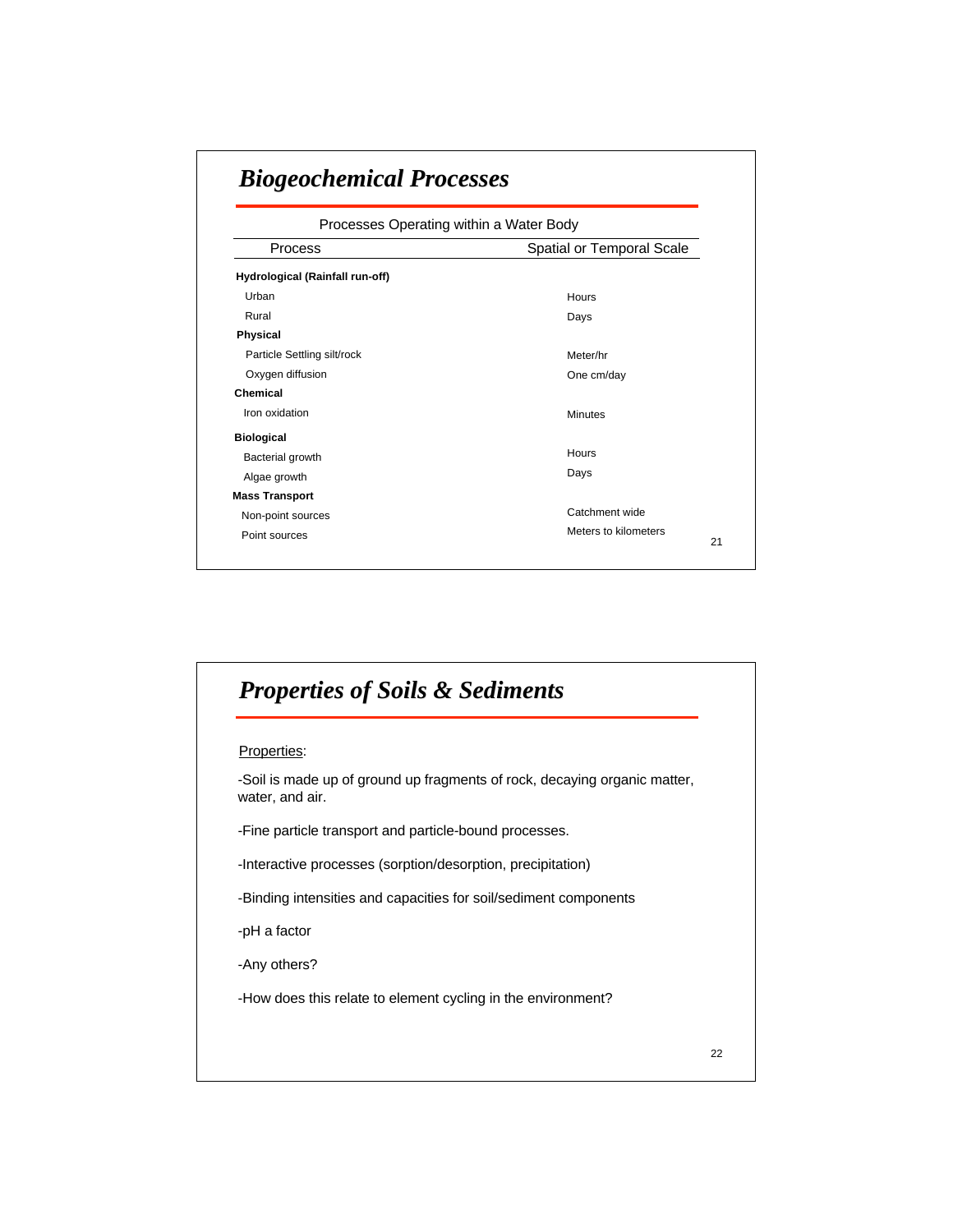# *Biogeochemical Processes*

Processes Operating within a Water Body

| Process | Spatial or Temporal Scale |
|---|---|
| **Hydrological (Rainfall run-off)** | |
| Urban | Hours |
| Rural | Days |
| **Physical** | |
| Particle Settling silt/rock | Meter/hr |
| Oxygen diffusion | One cm/day |
| **Chemical** | |
| Iron oxidation | Minutes |
| **Biological** | |
| Bacterial growth | Hours |
| Algae growth | Days |
| **Mass Transport** | |
| Non-point sources | Catchment wide |
| Point sources | Meters to kilometers |

# *Properties of Soils & Sediments*

Properties:

-Soil is made up of ground up fragments of rock, decaying organic matter, water, and air.

-Fine particle transport and particle-bound processes.

-Interactive processes (sorption/desorption, precipitation)

-Binding intensities and capacities for soil/sediment components

-pH a factor

-Any others?

-How does this relate to element cycling in the environment?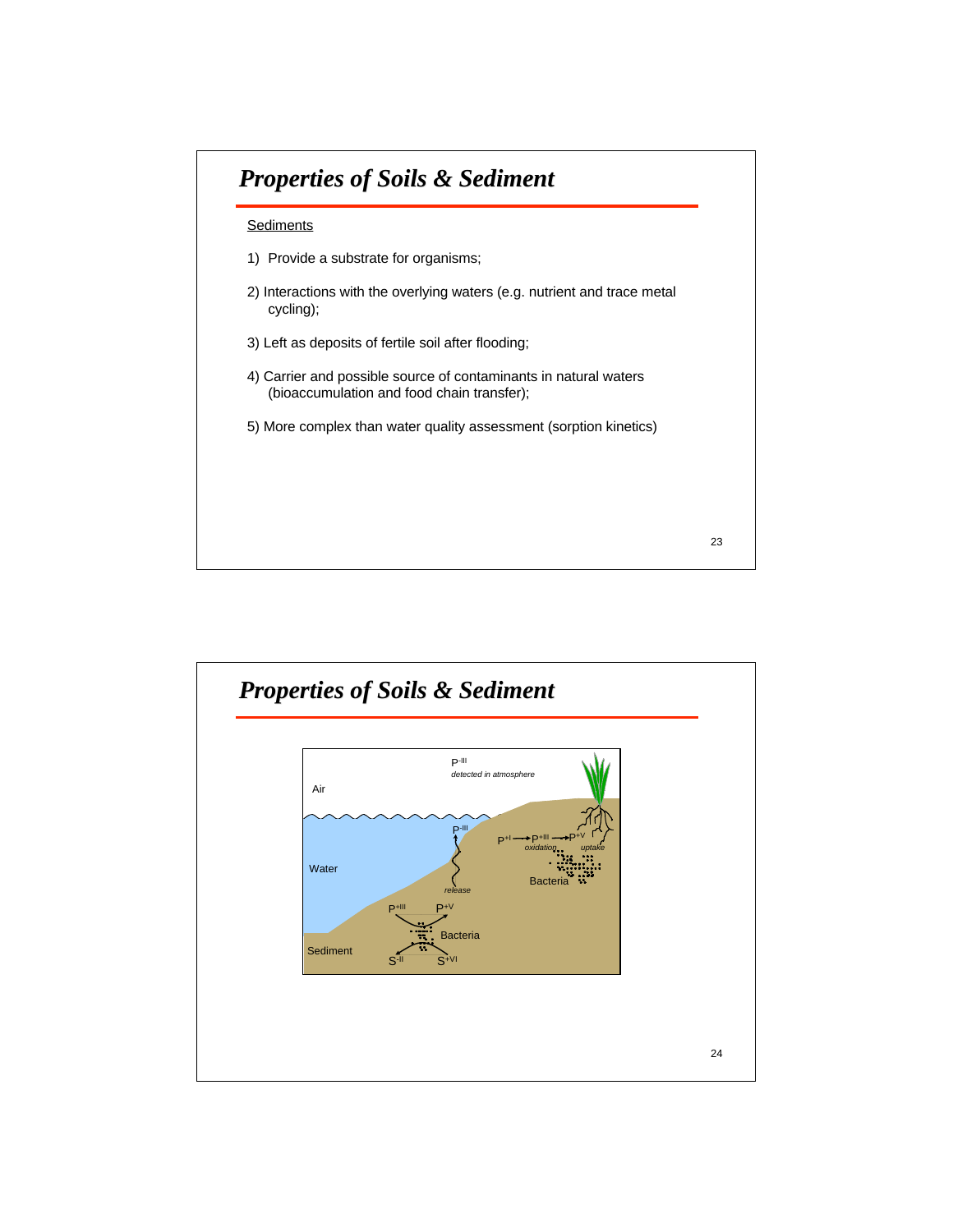# Properties of Soils & Sediment

<u>Sediments</u>

1) Provide a substrate for organisms;

2) Interactions with the overlying waters (e.g. nutrient and trace metal cycling);

3) Left as deposits of fertile soil after flooding;

4) Carrier and possible source of contaminants in natural waters (bioaccumulation and food chain transfer);

5) More complex than water quality assessment (sorption kinetics)

# Properties of Soils & Sediment

Air

$P^{-III}$ *detected in atmosphere*

Water

$P^{-III}$ *release*

$P^{+I} \rightarrow P^{+III} \rightarrow P^{+V}$ *oxidation* *uptake*

Bacteria

$P^{+III}$ $P^{+V}$

Bacteria

Sediment

$S^{-II}$ $S^{+VI}$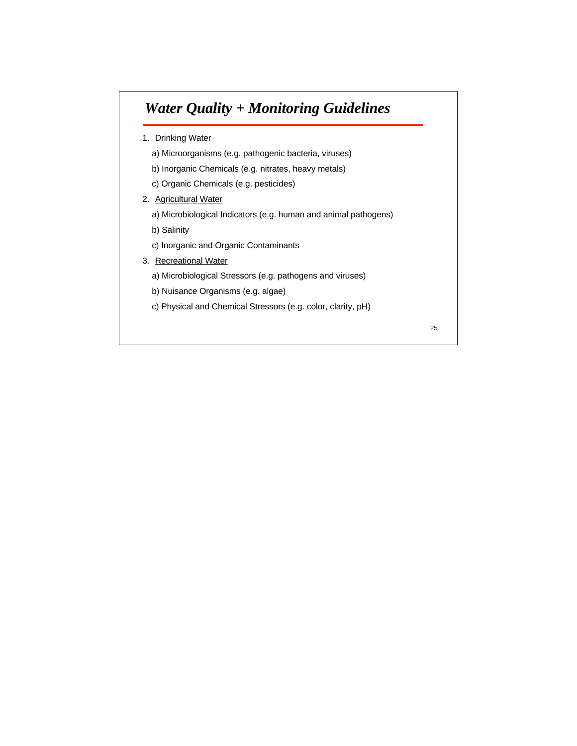# *Water Quality + Monitoring Guidelines*

1. Drinking Water

   a) Microorganisms (e.g. pathogenic bacteria, viruses)

   b) Inorganic Chemicals (e.g. nitrates, heavy metals)

   c) Organic Chemicals (e.g. pesticides)

2. Agricultural Water

   a) Microbiological Indicators (e.g. human and animal pathogens)

   b) Salinity

   c) Inorganic and Organic Contaminants

3. Recreational Water

   a) Microbiological Stressors (e.g. pathogens and viruses)

   b) Nuisance Organisms (e.g. algae)

   c) Physical and Chemical Stressors (e.g. color, clarity, pH)